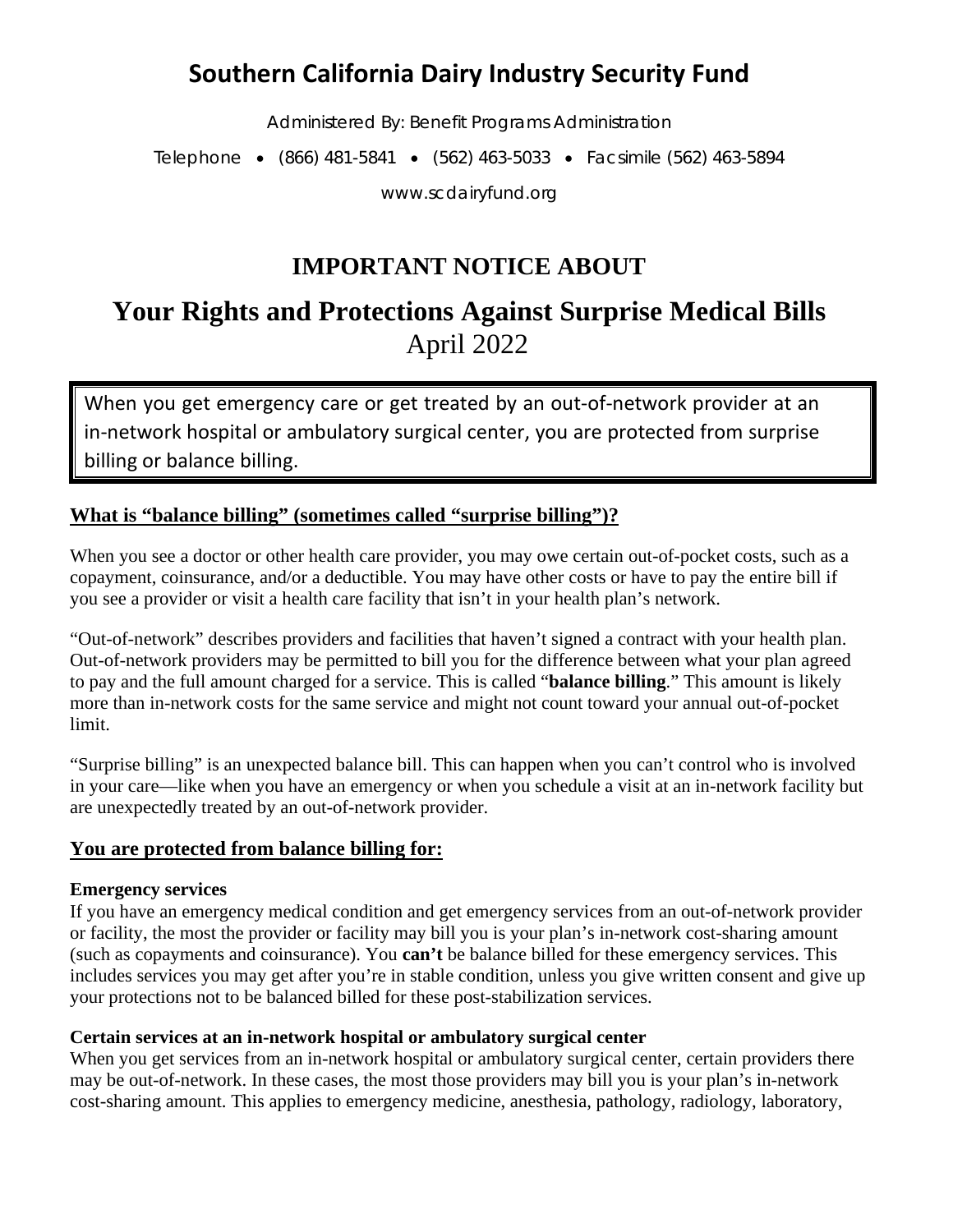# Southern California Dairy Industry Security Fund

Administered By: Benefit Programs Administration

Telephone • (866) 481-5841 • (562) 463-5033 • Facsimile (562) 463-5894

www.scdairyfund.org

## IMPORTANT NOTICE ABOUT

# Your Rights and Protections Against Surprise Medical Bills

April 2022

> When you get emergency care or get treated by an out-of-network provider at an in-network hospital or ambulatory surgical center, you are protected from surprise billing or balance billing.

### What is "balance billing" (sometimes called "surprise billing")?

When you see a doctor or other health care provider, you may owe certain out-of-pocket costs, such as a copayment, coinsurance, and/or a deductible. You may have other costs or have to pay the entire bill if you see a provider or visit a health care facility that isn't in your health plan's network.

"Out-of-network" describes providers and facilities that haven't signed a contract with your health plan. Out-of-network providers may be permitted to bill you for the difference between what your plan agreed to pay and the full amount charged for a service. This is called "**balance billing**." This amount is likely more than in-network costs for the same service and might not count toward your annual out-of-pocket limit.

"Surprise billing" is an unexpected balance bill. This can happen when you can't control who is involved in your care—like when you have an emergency or when you schedule a visit at an in-network facility but are unexpectedly treated by an out-of-network provider.

### You are protected from balance billing for:

**Emergency services**
If you have an emergency medical condition and get emergency services from an out-of-network provider or facility, the most the provider or facility may bill you is your plan's in-network cost-sharing amount (such as copayments and coinsurance). You **can't** be balance billed for these emergency services. This includes services you may get after you're in stable condition, unless you give written consent and give up your protections not to be balanced billed for these post-stabilization services.

**Certain services at an in-network hospital or ambulatory surgical center**
When you get services from an in-network hospital or ambulatory surgical center, certain providers there may be out-of-network. In these cases, the most those providers may bill you is your plan's in-network cost-sharing amount. This applies to emergency medicine, anesthesia, pathology, radiology, laboratory,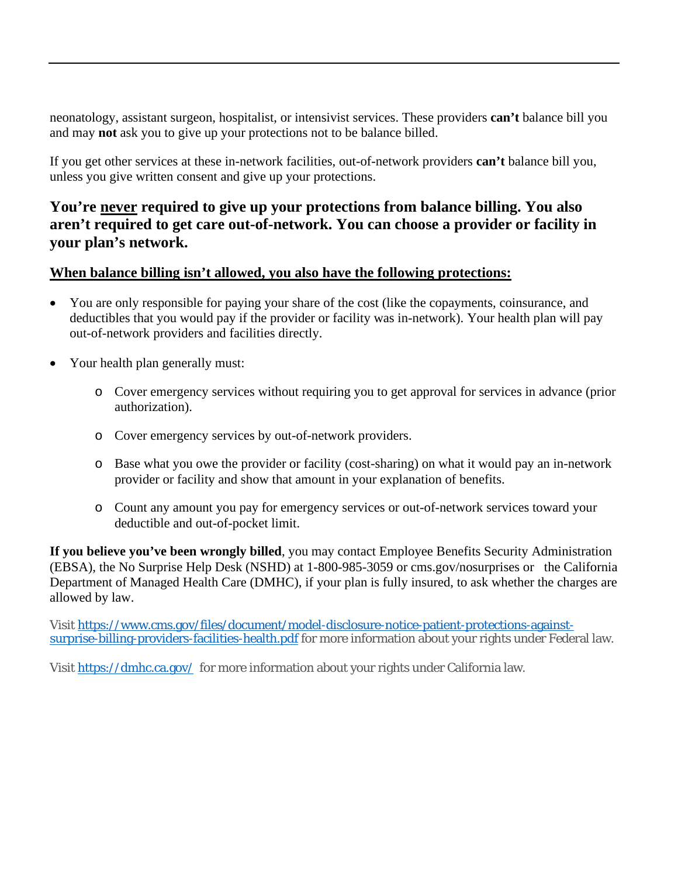neonatology, assistant surgeon, hospitalist, or intensivist services. These providers **can't** balance bill you and may **not** ask you to give up your protections not to be balance billed.

If you get other services at these in-network facilities, out-of-network providers **can't** balance bill you, unless you give written consent and give up your protections.

### You're <u>never</u> required to give up your protections from balance billing. You also aren't required to get care out-of-network. You can choose a provider or facility in your plan's network.

<u>**When balance billing isn't allowed, you also have the following protections:**</u>

- You are only responsible for paying your share of the cost (like the copayments, coinsurance, and deductibles that you would pay if the provider or facility was in-network). Your health plan will pay out-of-network providers and facilities directly.
- Your health plan generally must:
  - Cover emergency services without requiring you to get approval for services in advance (prior authorization).
  - Cover emergency services by out-of-network providers.
  - Base what you owe the provider or facility (cost-sharing) on what it would pay an in-network provider or facility and show that amount in your explanation of benefits.
  - Count any amount you pay for emergency services or out-of-network services toward your deductible and out-of-pocket limit.

**If you believe you've been wrongly billed**, you may contact Employee Benefits Security Administration (EBSA), the No Surprise Help Desk (NSHD) at 1-800-985-3059 or cms.gov/nosurprises or the California Department of Managed Health Care (DMHC), if your plan is fully insured, to ask whether the charges are allowed by law.

Visit [https://www.cms.gov/files/document/model-disclosure-notice-patient-protections-against-surprise-billing-providers-facilities-health.pdf](https://www.cms.gov/files/document/model-disclosure-notice-patient-protections-against-surprise-billing-providers-facilities-health.pdf) for more information about your rights under Federal law.

Visit [https://dmhc.ca.gov/](https://dmhc.ca.gov/) for more information about your rights under California law.